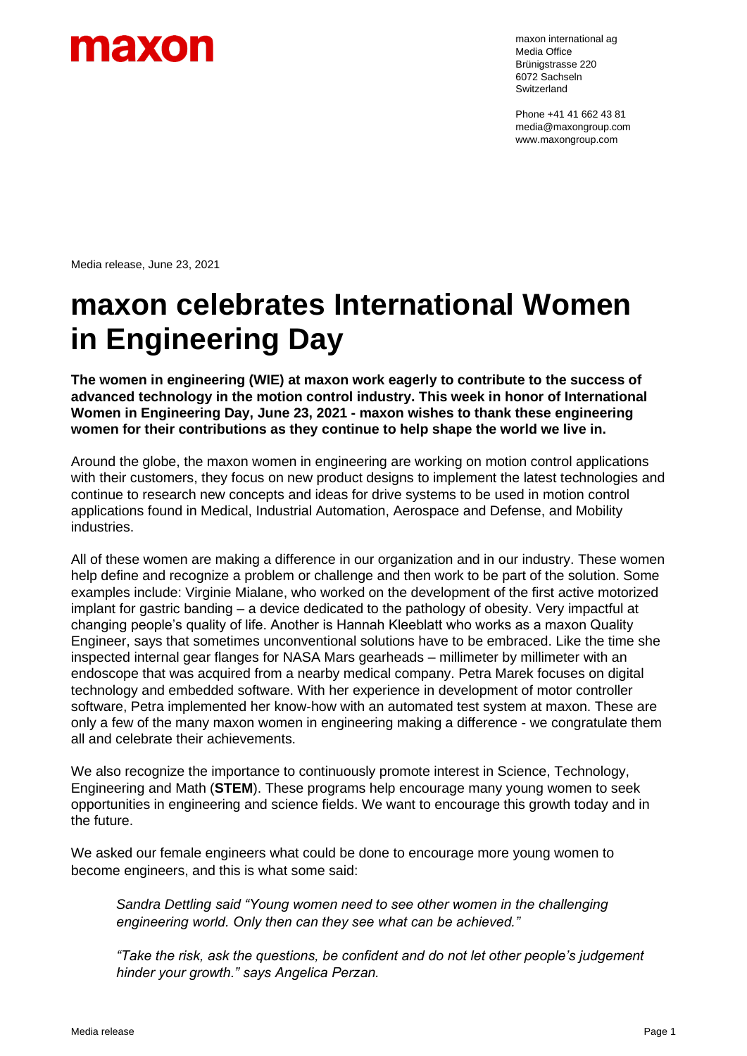maxon

maxon international ag
Media Office
Brünigstrasse 220
6072 Sachseln
Switzerland

Phone +41 41 662 43 81
media@maxongroup.com
www.maxongroup.com

Media release, June 23, 2021

# maxon celebrates International Women in Engineering Day

**The women in engineering (WIE) at maxon work eagerly to contribute to the success of advanced technology in the motion control industry. This week in honor of International Women in Engineering Day, June 23, 2021 - maxon wishes to thank these engineering women for their contributions as they continue to help shape the world we live in.**

Around the globe, the maxon women in engineering are working on motion control applications with their customers, they focus on new product designs to implement the latest technologies and continue to research new concepts and ideas for drive systems to be used in motion control applications found in Medical, Industrial Automation, Aerospace and Defense, and Mobility industries.

All of these women are making a difference in our organization and in our industry. These women help define and recognize a problem or challenge and then work to be part of the solution. Some examples include: Virginie Mialane, who worked on the development of the first active motorized implant for gastric banding – a device dedicated to the pathology of obesity. Very impactful at changing people's quality of life. Another is Hannah Kleeblatt who works as a maxon Quality Engineer, says that sometimes unconventional solutions have to be embraced. Like the time she inspected internal gear flanges for NASA Mars gearheads – millimeter by millimeter with an endoscope that was acquired from a nearby medical company. Petra Marek focuses on digital technology and embedded software. With her experience in development of motor controller software, Petra implemented her know-how with an automated test system at maxon. These are only a few of the many maxon women in engineering making a difference - we congratulate them all and celebrate their achievements.

We also recognize the importance to continuously promote interest in Science, Technology, Engineering and Math (**STEM**). These programs help encourage many young women to seek opportunities in engineering and science fields. We want to encourage this growth today and in the future.

We asked our female engineers what could be done to encourage more young women to become engineers, and this is what some said:

> *Sandra Dettling said "Young women need to see other women in the challenging engineering world. Only then can they see what can be achieved."*
>
> *"Take the risk, ask the questions, be confident and do not let other people's judgement hinder your growth." says Angelica Perzan.*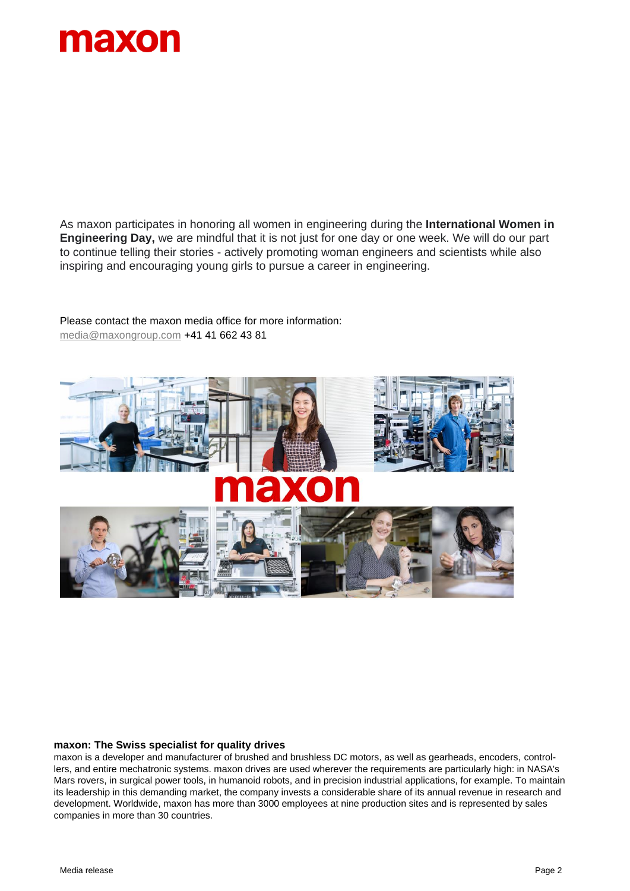As maxon participates in honoring all women in engineering during the **International Women in Engineering Day,** we are mindful that it is not just for one day or one week. We will do our part to continue telling their stories - actively promoting woman engineers and scientists while also inspiring and encouraging young girls to pursue a career in engineering.

Please contact the maxon media office for more information:
media@maxongroup.com +41 41 662 43 81

**maxon: The Swiss specialist for quality drives**
maxon is a developer and manufacturer of brushed and brushless DC motors, as well as gearheads, encoders, control-lers, and entire mechatronic systems. maxon drives are used wherever the requirements are particularly high: in NASA's Mars rovers, in surgical power tools, in humanoid robots, and in precision industrial applications, for example. To maintain its leadership in this demanding market, the company invests a considerable share of its annual revenue in research and development. Worldwide, maxon has more than 3000 employees at nine production sites and is represented by sales companies in more than 30 countries.